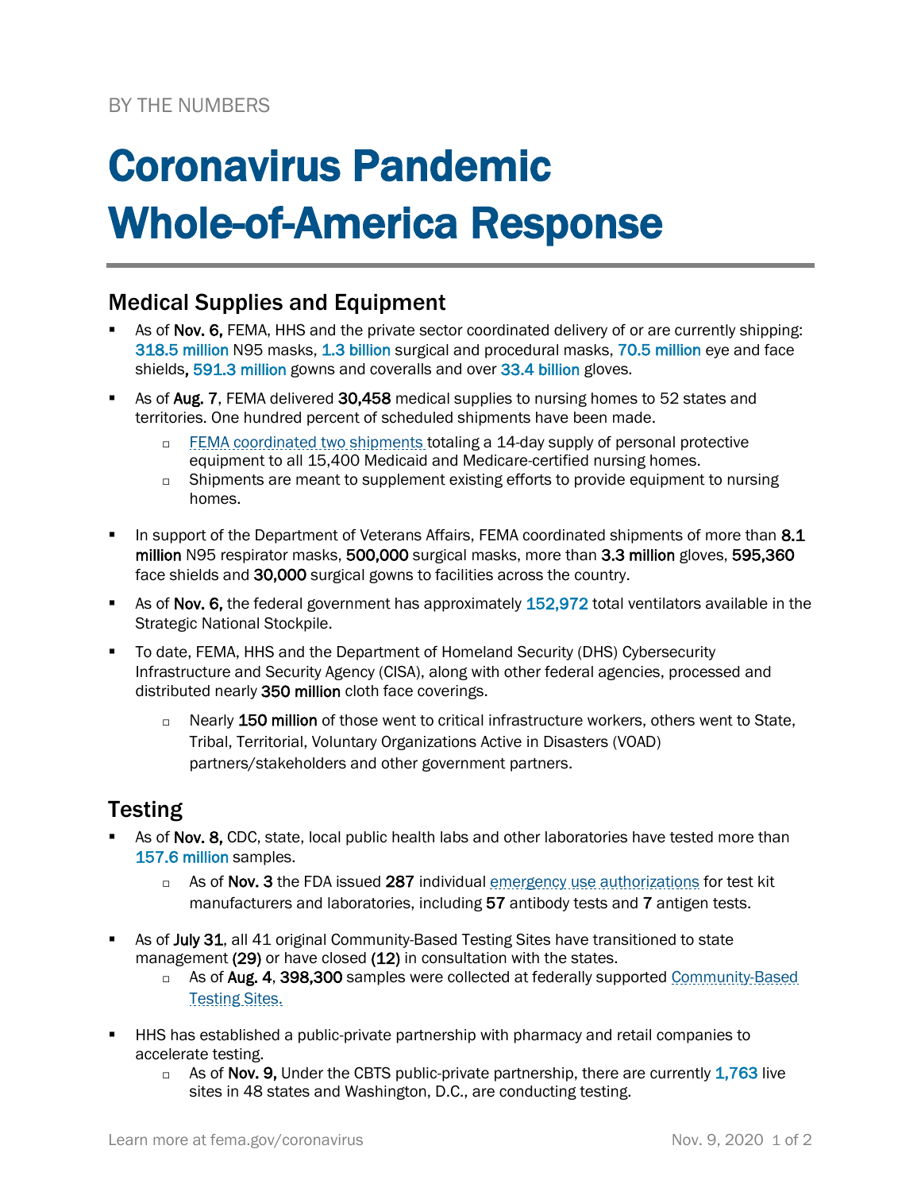BY THE NUMBERS

# Coronavirus Pandemic Whole-of-America Response

## Medical Supplies and Equipment

- As of **Nov. 6,** FEMA, HHS and the private sector coordinated delivery of or are currently shipping: 318.5 million N95 masks, 1.3 billion surgical and procedural masks, 70.5 million eye and face shields, 591.3 million gowns and coveralls and over 33.4 billion gloves.
- As of **Aug. 7**, FEMA delivered **30,458** medical supplies to nursing homes to 52 states and territories. One hundred percent of scheduled shipments have been made.
  - FEMA coordinated two shipments totaling a 14-day supply of personal protective equipment to all 15,400 Medicaid and Medicare-certified nursing homes.
  - Shipments are meant to supplement existing efforts to provide equipment to nursing homes.
- In support of the Department of Veterans Affairs, FEMA coordinated shipments of more than **8.1 million** N95 respirator masks, **500,000** surgical masks, more than **3.3 million** gloves, **595,360** face shields and **30,000** surgical gowns to facilities across the country.
- As of **Nov. 6,** the federal government has approximately 152,972 total ventilators available in the Strategic National Stockpile.
- To date, FEMA, HHS and the Department of Homeland Security (DHS) Cybersecurity Infrastructure and Security Agency (CISA), along with other federal agencies, processed and distributed nearly **350 million** cloth face coverings.
  - Nearly **150 million** of those went to critical infrastructure workers, others went to State, Tribal, Territorial, Voluntary Organizations Active in Disasters (VOAD) partners/stakeholders and other government partners.

## Testing

- As of **Nov. 8,** CDC, state, local public health labs and other laboratories have tested more than 157.6 million samples.
  - As of **Nov. 3** the FDA issued **287** individual emergency use authorizations for test kit manufacturers and laboratories, including **57** antibody tests and **7** antigen tests.
- As of **July 31**, all 41 original Community-Based Testing Sites have transitioned to state management **(29)** or have closed **(12)** in consultation with the states.
  - As of **Aug. 4**, **398,300** samples were collected at federally supported Community-Based Testing Sites.
- HHS has established a public-private partnership with pharmacy and retail companies to accelerate testing.
  - As of **Nov. 9,** Under the CBTS public-private partnership, there are currently 1,763 live sites in 48 states and Washington, D.C., are conducting testing.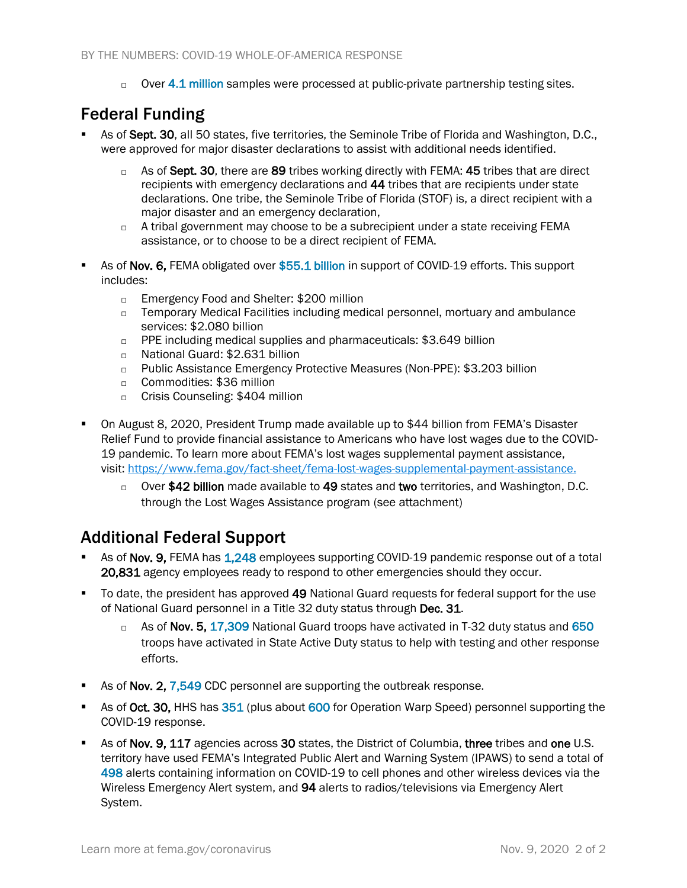- Over 4.1 million samples were processed at public-private partnership testing sites.

## Federal Funding

- As of **Sept. 30**, all 50 states, five territories, the Seminole Tribe of Florida and Washington, D.C., were approved for major disaster declarations to assist with additional needs identified.
  - As of **Sept. 30**, there are **89** tribes working directly with FEMA: **45** tribes that are direct recipients with emergency declarations and **44** tribes that are recipients under state declarations. One tribe, the Seminole Tribe of Florida (STOF) is, a direct recipient with a major disaster and an emergency declaration,
  - A tribal government may choose to be a subrecipient under a state receiving FEMA assistance, or to choose to be a direct recipient of FEMA.
- As of **Nov. 6,** FEMA obligated over $55.1 billion in support of COVID-19 efforts. This support includes:
  - Emergency Food and Shelter: $200 million
  - Temporary Medical Facilities including medical personnel, mortuary and ambulance services: $2.080 billion
  - PPE including medical supplies and pharmaceuticals: $3.649 billion
  - National Guard: $2.631 billion
  - Public Assistance Emergency Protective Measures (Non-PPE): $3.203 billion
  - Commodities: $36 million
  - Crisis Counseling: $404 million
- On August 8, 2020, President Trump made available up to $44 billion from FEMA's Disaster Relief Fund to provide financial assistance to Americans who have lost wages due to the COVID-19 pandemic. To learn more about FEMA's lost wages supplemental payment assistance, visit: [https://www.fema.gov/fact-sheet/fema-lost-wages-supplemental-payment-assistance.](https://www.fema.gov/fact-sheet/fema-lost-wages-supplemental-payment-assistance)
  - Over **$42 billion** made available to **49** states and **two** territories, and Washington, D.C. through the Lost Wages Assistance program (see attachment)

## Additional Federal Support

- As of **Nov. 9,** FEMA has 1,248 employees supporting COVID-19 pandemic response out of a total **20,831** agency employees ready to respond to other emergencies should they occur.
- To date, the president has approved **49** National Guard requests for federal support for the use of National Guard personnel in a Title 32 duty status through **Dec. 31**.
  - As of **Nov. 5,** 17,309 National Guard troops have activated in T-32 duty status and 650 troops have activated in State Active Duty status to help with testing and other response efforts.
- As of **Nov. 2,** 7,549 CDC personnel are supporting the outbreak response.
- As of **Oct. 30,** HHS has 351 (plus about 600 for Operation Warp Speed) personnel supporting the COVID-19 response.
- As of **Nov. 9, 117** agencies across **30** states, the District of Columbia, **three** tribes and **one** U.S. territory have used FEMA's Integrated Public Alert and Warning System (IPAWS) to send a total of 498 alerts containing information on COVID-19 to cell phones and other wireless devices via the Wireless Emergency Alert system, and **94** alerts to radios/televisions via Emergency Alert System.